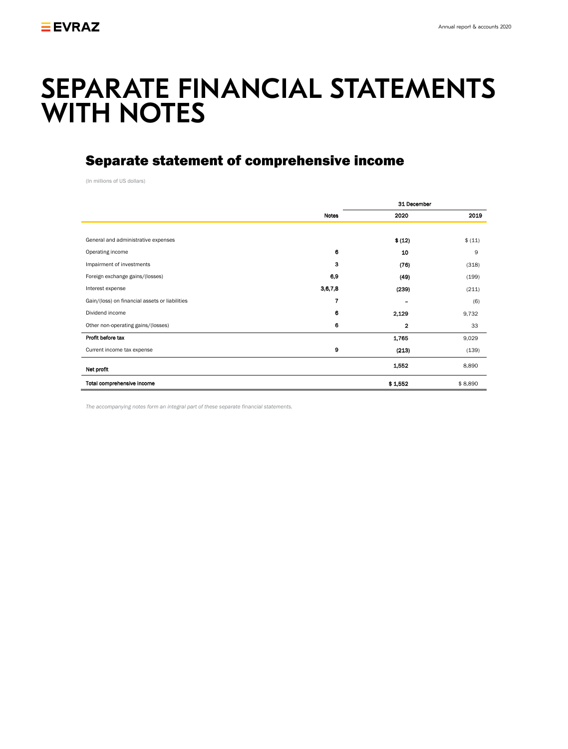# SEPARATE FINANCIAL STATEMENTS WITH NOTES

## Separate statement of comprehensive income

(In millions of US dollars)

| | Notes | 31 December 2020 | 2019 |
|---|---|---|---|
| General and administrative expenses | | $ (12) | $ (11) |
| Operating income | 6 | 10 | 9 |
| Impairment of investments | 3 | (76) | (318) |
| Foreign exchange gains/(losses) | 6,9 | (49) | (199) |
| Interest expense | 3,6,7,8 | (239) | (211) |
| Gain/(loss) on financial assets or liabilities | 7 | – | (6) |
| Dividend income | 6 | 2,129 | 9,732 |
| Other non-operating gains/(losses) | 6 | 2 | 33 |
| **Profit before tax** | | 1,765 | 9,029 |
| Current income tax expense | 9 | (213) | (139) |
| **Net profit** | | 1,552 | 8,890 |
| **Total comprehensive income** | | $ 1,552 | $ 8,890 |

*The accompanying notes form an integral part of these separate financial statements.*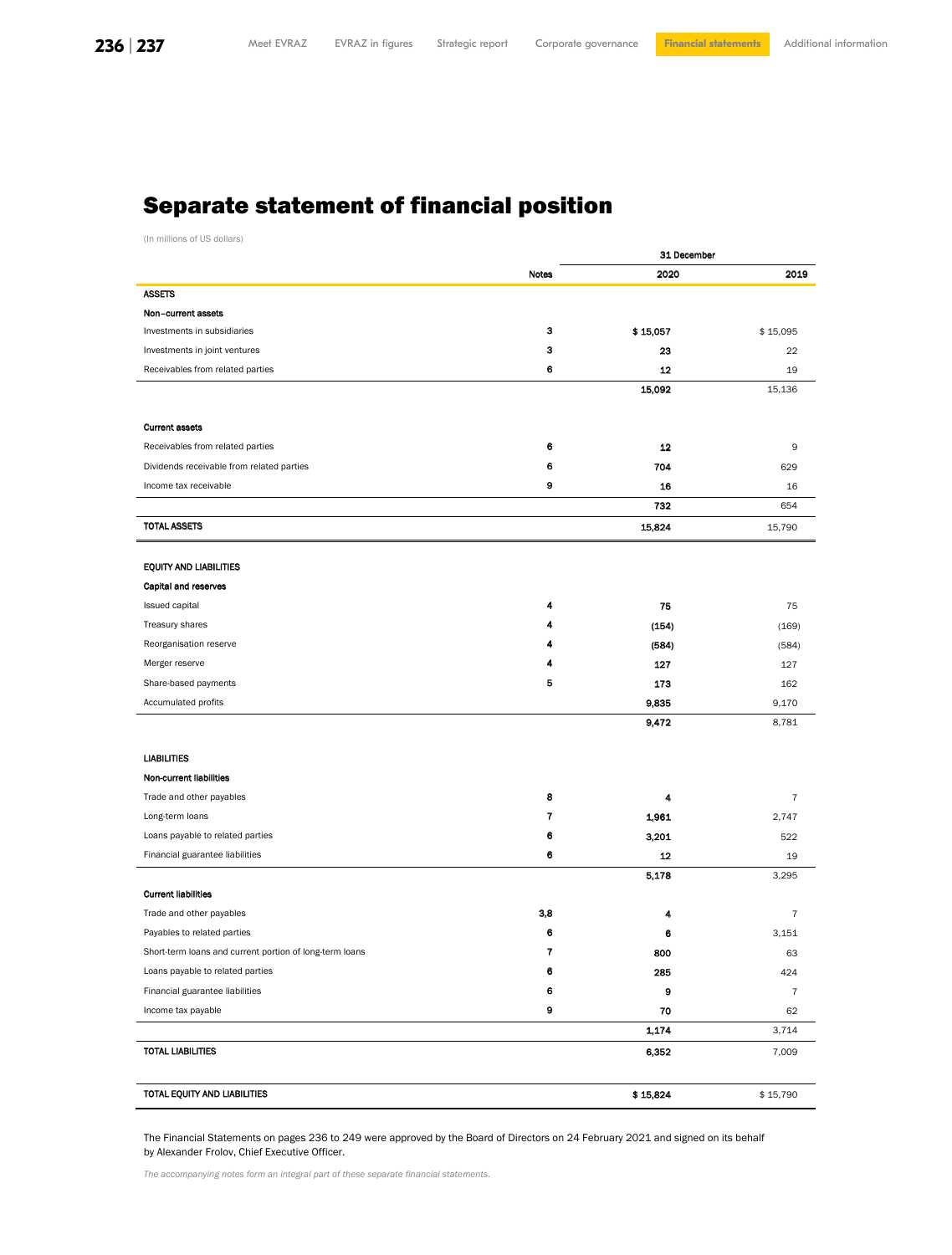# Separate statement of financial position

(In millions of US dollars)

| | | 31 December | |
|---|---|---|---|
| | Notes | 2020 | 2019 |
| **ASSETS** | | | |
| **Non–current assets** | | | |
| Investments in subsidiaries | 3 | $ 15,057 | $ 15,095 |
| Investments in joint ventures | 3 | 23 | 22 |
| Receivables from related parties | 6 | 12 | 19 |
| | | 15,092 | 15,136 |
| **Current assets** | | | |
| Receivables from related parties | 6 | 12 | 9 |
| Dividends receivable from related parties | 6 | 704 | 629 |
| Income tax receivable | 9 | 16 | 16 |
| | | 732 | 654 |
| **TOTAL ASSETS** | | 15,824 | 15,790 |
| **EQUITY AND LIABILITIES** | | | |
| **Capital and reserves** | | | |
| Issued capital | 4 | 75 | 75 |
| Treasury shares | 4 | (154) | (169) |
| Reorganisation reserve | 4 | (584) | (584) |
| Merger reserve | 4 | 127 | 127 |
| Share-based payments | 5 | 173 | 162 |
| Accumulated profits | | 9,835 | 9,170 |
| | | 9,472 | 8,781 |
| **LIABILITIES** | | | |
| **Non-current liabilities** | | | |
| Trade and other payables | 8 | 4 | 7 |
| Long-term loans | 7 | 1,961 | 2,747 |
| Loans payable to related parties | 6 | 3,201 | 522 |
| Financial guarantee liabilities | 6 | 12 | 19 |
| | | 5,178 | 3,295 |
| **Current liabilities** | | | |
| Trade and other payables | 3,8 | 4 | 7 |
| Payables to related parties | 6 | 6 | 3,151 |
| Short-term loans and current portion of long-term loans | 7 | 800 | 63 |
| Loans payable to related parties | 6 | 285 | 424 |
| Financial guarantee liabilities | 6 | 9 | 7 |
| Income tax payable | 9 | 70 | 62 |
| | | 1,174 | 3,714 |
| **TOTAL LIABILITIES** | | 6,352 | 7,009 |
| **TOTAL EQUITY AND LIABILITIES** | | $ 15,824 | $ 15,790 |

The Financial Statements on pages 236 to 249 were approved by the Board of Directors on 24 February 2021 and signed on its behalf by Alexander Frolov, Chief Executive Officer.

*The accompanying notes form an integral part of these separate financial statements.*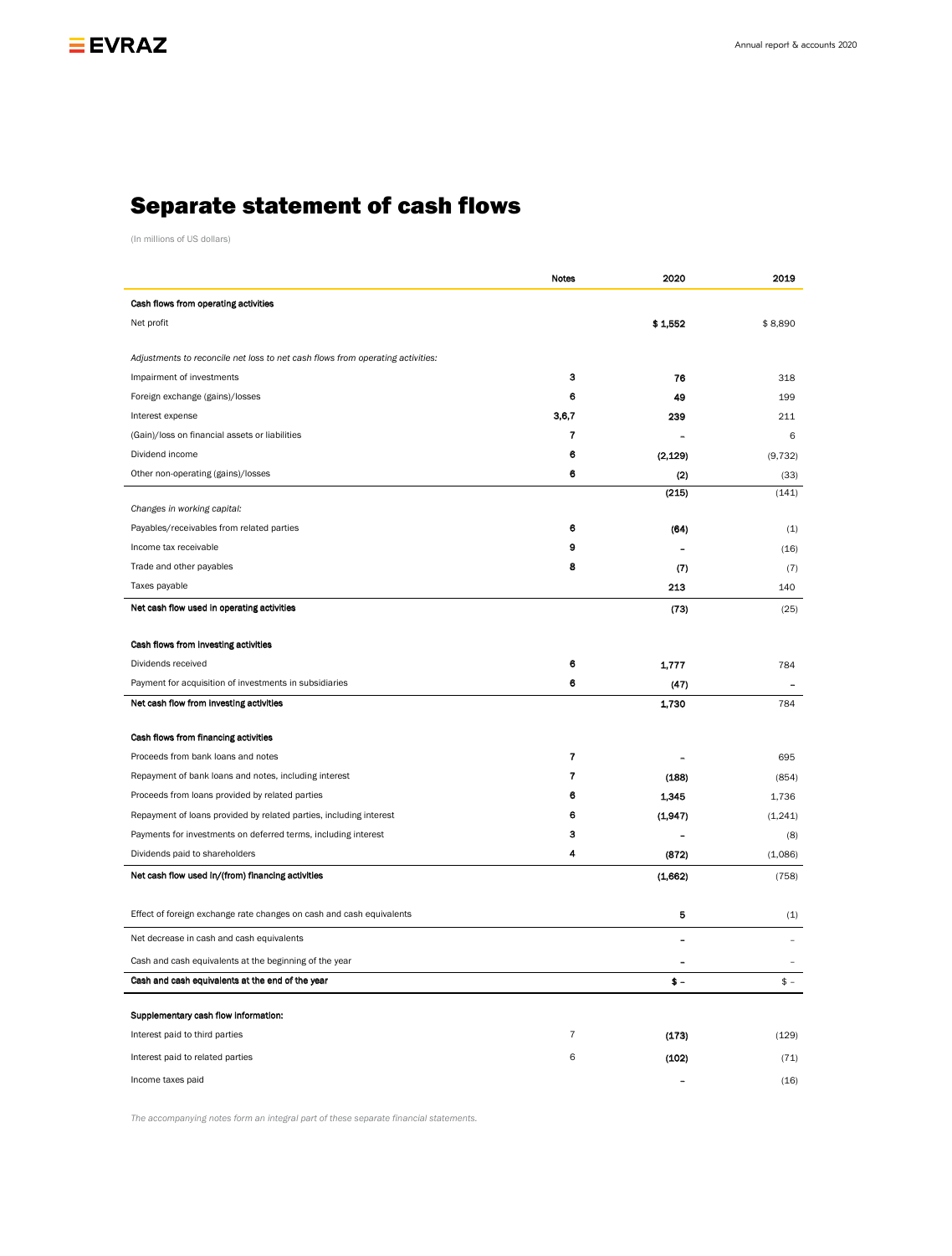# Separate statement of cash flows

(In millions of US dollars)

| | Notes | 2020 | 2019 |
|---|---|---|---|
| **Cash flows from operating activities** | | | |
| Net profit | | **$ 1,552** | $ 8,890 |
| *Adjustments to reconcile net loss to net cash flows from operating activities:* | | | |
| Impairment of investments | 3 | **76** | 318 |
| Foreign exchange (gains)/losses | 6 | **49** | 199 |
| Interest expense | 3,6,7 | **239** | 211 |
| (Gain)/loss on financial assets or liabilities | 7 | **–** | 6 |
| Dividend income | 6 | **(2,129)** | (9,732) |
| Other non-operating (gains)/losses | 6 | **(2)** | (33) |
| | | **(215)** | (141) |
| *Changes in working capital:* | | | |
| Payables/receivables from related parties | 6 | **(64)** | (1) |
| Income tax receivable | 9 | **–** | (16) |
| Trade and other payables | 8 | **(7)** | (7) |
| Taxes payable | | **213** | 140 |
| **Net cash flow used in operating activities** | | **(73)** | (25) |
| | | | |
| **Cash flows from investing activities** | | | |
| Dividends received | 6 | **1,777** | 784 |
| Payment for acquisition of investments in subsidiaries | 6 | **(47)** | – |
| **Net cash flow from investing activities** | | **1,730** | 784 |
| | | | |
| **Cash flows from financing activities** | | | |
| Proceeds from bank loans and notes | 7 | **–** | 695 |
| Repayment of bank loans and notes, including interest | 7 | **(188)** | (854) |
| Proceeds from loans provided by related parties | 6 | **1,345** | 1,736 |
| Repayment of loans provided by related parties, including interest | 6 | **(1,947)** | (1,241) |
| Payments for investments on deferred terms, including interest | 3 | **–** | (8) |
| Dividends paid to shareholders | 4 | **(872)** | (1,086) |
| **Net cash flow used in/(from) financing activities** | | **(1,662)** | (758) |
| | | | |
| Effect of foreign exchange rate changes on cash and cash equivalents | | **5** | (1) |
| Net decrease in cash and cash equivalents | | **–** | – |
| Cash and cash equivalents at the beginning of the year | | **–** | – |
| **Cash and cash equivalents at the end of the year** | | **$ –** | $ – |
| | | | |
| **Supplementary cash flow information:** | | | |
| Interest paid to third parties | 7 | **(173)** | (129) |
| Interest paid to related parties | 6 | **(102)** | (71) |
| Income taxes paid | | **–** | (16) |

*The accompanying notes form an integral part of these separate financial statements.*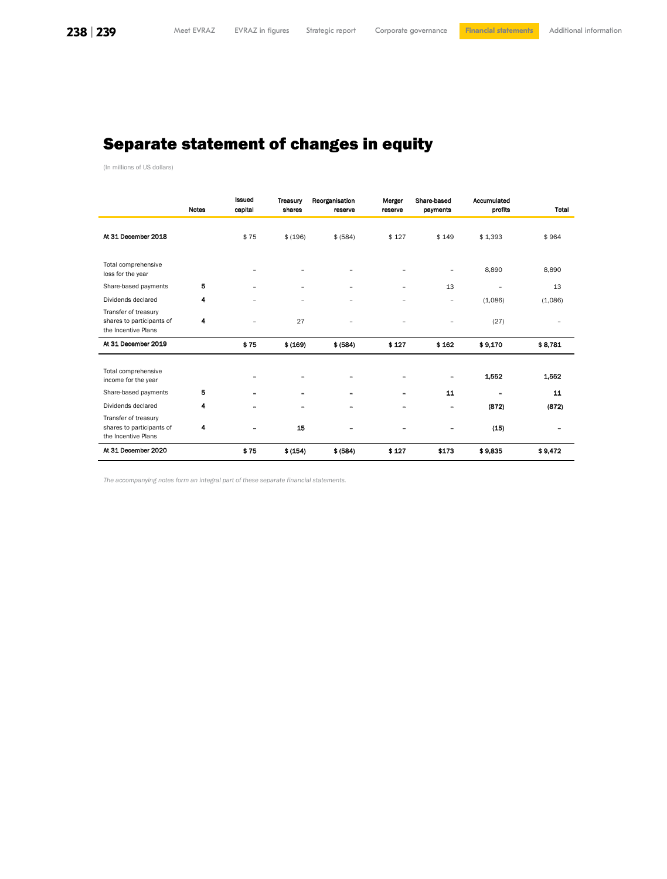# Separate statement of changes in equity

(In millions of US dollars)

| | Notes | Issued capital | Treasury shares | Reorganisation reserve | Merger reserve | Share-based payments | Accumulated profits | Total |
|---|---|---|---|---|---|---|---|---|
| **At 31 December 2018** | | $ 75 | $ (196) | $ (584) | $ 127 | $ 149 | $ 1,393 | $ 964 |
| Total comprehensive loss for the year | | – | – | – | – | – | 8,890 | 8,890 |
| Share-based payments | 5 | – | – | – | – | 13 | – | 13 |
| Dividends declared | 4 | – | – | – | – | – | (1,086) | (1,086) |
| Transfer of treasury shares to participants of the Incentive Plans | 4 | – | 27 | – | – | – | (27) | – |
| **At 31 December 2019** | | **$ 75** | **$ (169)** | **$ (584)** | **$ 127** | **$ 162** | **$ 9,170** | **$ 8,781** |
| Total comprehensive income for the year | | **–** | **–** | **–** | **–** | **–** | **1,552** | **1,552** |
| Share-based payments | 5 | **–** | **–** | **–** | **–** | **11** | **–** | **11** |
| Dividends declared | 4 | **–** | **–** | **–** | **–** | **–** | **(872)** | **(872)** |
| Transfer of treasury shares to participants of the Incentive Plans | 4 | **–** | **15** | **–** | **–** | **–** | **(15)** | **–** |
| **At 31 December 2020** | | **$ 75** | **$ (154)** | **$ (584)** | **$ 127** | **$173** | **$ 9,835** | **$ 9,472** |

*The accompanying notes form an integral part of these separate financial statements.*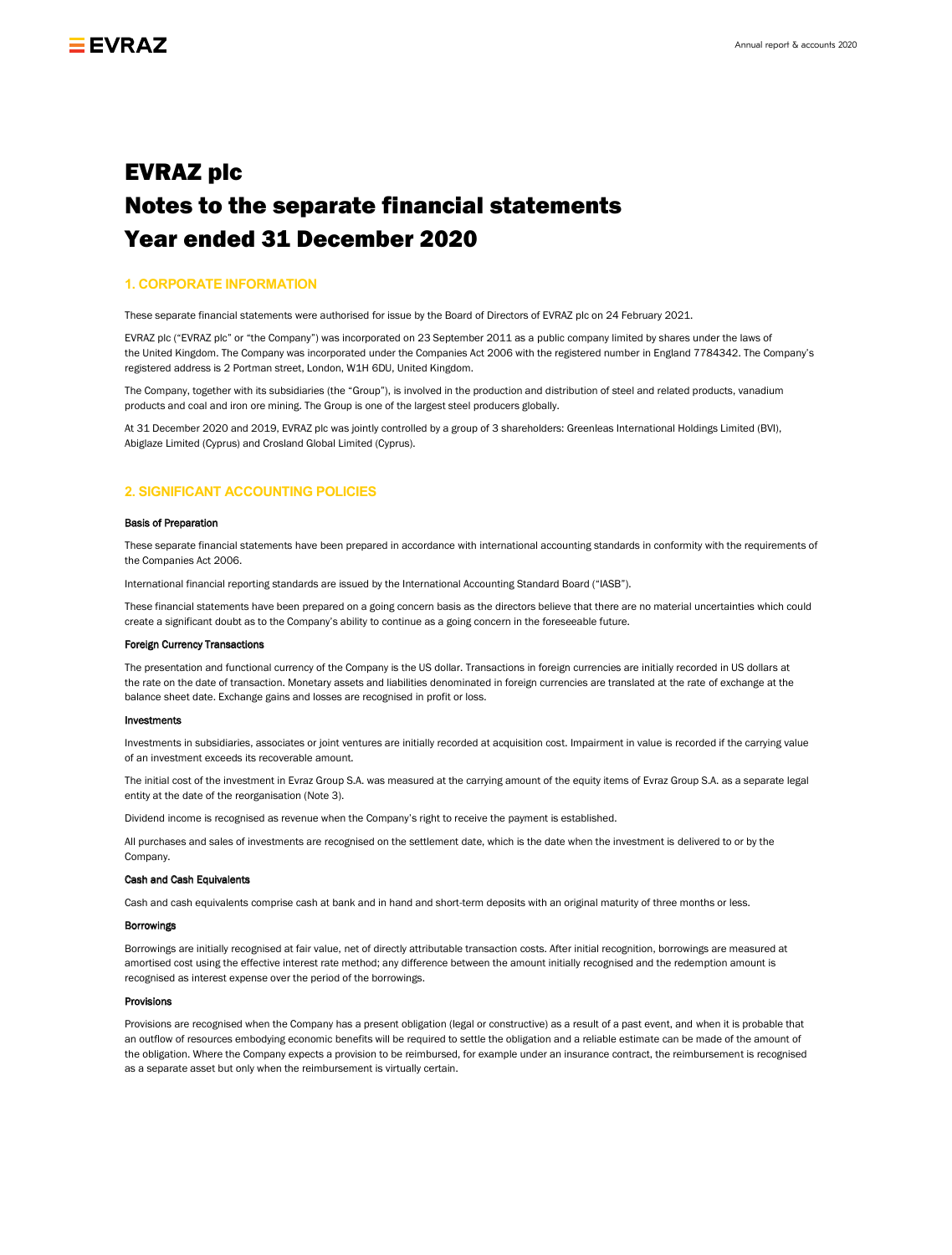# EVRAZ plc
# Notes to the separate financial statements
# Year ended 31 December 2020

## 1. CORPORATE INFORMATION

These separate financial statements were authorised for issue by the Board of Directors of EVRAZ plc on 24 February 2021.

EVRAZ plc ("EVRAZ plc" or "the Company") was incorporated on 23 September 2011 as a public company limited by shares under the laws of the United Kingdom. The Company was incorporated under the Companies Act 2006 with the registered number in England 7784342. The Company's registered address is 2 Portman street, London, W1H 6DU, United Kingdom.

The Company, together with its subsidiaries (the "Group"), is involved in the production and distribution of steel and related products, vanadium products and coal and iron ore mining. The Group is one of the largest steel producers globally.

At 31 December 2020 and 2019, EVRAZ plc was jointly controlled by a group of 3 shareholders: Greenleas International Holdings Limited (BVI), Abiglaze Limited (Cyprus) and Crosland Global Limited (Cyprus).

## 2. SIGNIFICANT ACCOUNTING POLICIES

### Basis of Preparation

These separate financial statements have been prepared in accordance with international accounting standards in conformity with the requirements of the Companies Act 2006.

International financial reporting standards are issued by the International Accounting Standard Board ("IASB").

These financial statements have been prepared on a going concern basis as the directors believe that there are no material uncertainties which could create a significant doubt as to the Company's ability to continue as a going concern in the foreseeable future.

### Foreign Currency Transactions

The presentation and functional currency of the Company is the US dollar. Transactions in foreign currencies are initially recorded in US dollars at the rate on the date of transaction. Monetary assets and liabilities denominated in foreign currencies are translated at the rate of exchange at the balance sheet date. Exchange gains and losses are recognised in profit or loss.

### Investments

Investments in subsidiaries, associates or joint ventures are initially recorded at acquisition cost. Impairment in value is recorded if the carrying value of an investment exceeds its recoverable amount.

The initial cost of the investment in Evraz Group S.A. was measured at the carrying amount of the equity items of Evraz Group S.A. as a separate legal entity at the date of the reorganisation (Note 3).

Dividend income is recognised as revenue when the Company's right to receive the payment is established.

All purchases and sales of investments are recognised on the settlement date, which is the date when the investment is delivered to or by the Company.

### Cash and Cash Equivalents

Cash and cash equivalents comprise cash at bank and in hand and short-term deposits with an original maturity of three months or less.

### Borrowings

Borrowings are initially recognised at fair value, net of directly attributable transaction costs. After initial recognition, borrowings are measured at amortised cost using the effective interest rate method; any difference between the amount initially recognised and the redemption amount is recognised as interest expense over the period of the borrowings.

### Provisions

Provisions are recognised when the Company has a present obligation (legal or constructive) as a result of a past event, and when it is probable that an outflow of resources embodying economic benefits will be required to settle the obligation and a reliable estimate can be made of the amount of the obligation. Where the Company expects a provision to be reimbursed, for example under an insurance contract, the reimbursement is recognised as a separate asset but only when the reimbursement is virtually certain.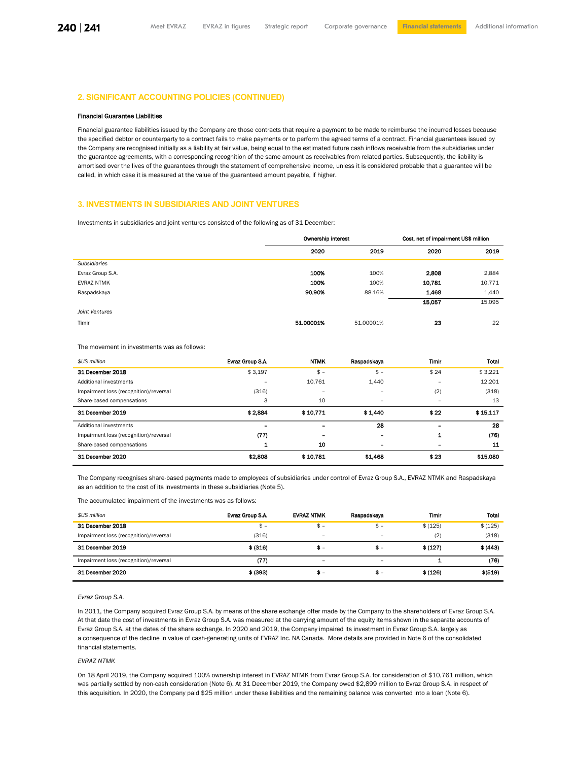## 2. SIGNIFICANT ACCOUNTING POLICIES (CONTINUED)

**Financial Guarantee Liabilities**

Financial guarantee liabilities issued by the Company are those contracts that require a payment to be made to reimburse the incurred losses because the specified debtor or counterparty to a contract fails to make payments or to perform the agreed terms of a contract. Financial guarantees issued by the Company are recognised initially as a liability at fair value, being equal to the estimated future cash inflows receivable from the subsidiaries under the guarantee agreements, with a corresponding recognition of the same amount as receivables from related parties. Subsequently, the liability is amortised over the lives of the guarantees through the statement of comprehensive income, unless it is considered probable that a guarantee will be called, in which case it is measured at the value of the guaranteed amount payable, if higher.

## 3. INVESTMENTS IN SUBSIDIARIES AND JOINT VENTURES

Investments in subsidiaries and joint ventures consisted of the following as of 31 December:

| | Ownership interest | | Cost, net of impairment US$ million | |
|---|---|---|---|---|
| | **2020** | **2019** | **2020** | **2019** |
| *Subsidiaries* | | | | |
| Evraz Group S.A. | **100%** | 100% | **2,808** | 2,884 |
| EVRAZ NTMK | **100%** | 100% | **10,781** | 10,771 |
| Raspadskaya | **90.90%** | 88.16% | **1,468** | 1,440 |
| | | | **15,057** | 15,095 |
| *Joint Ventures* | | | | |
| Timir | **51.00001%** | 51.00001% | **23** | 22 |

The movement in investments was as follows:

| *$US million* | Evraz Group S.A. | NTMK | Raspadskaya | Timir | Total |
|---|---|---|---|---|---|
| **31 December 2018** | $ 3,197 | $ – | $ – | $ 24 | $ 3,221 |
| Additional investments | – | 10,761 | 1,440 | – | 12,201 |
| Impairment loss (recognition)/reversal | (316) | – | – | (2) | (318) |
| Share-based compensations | 3 | 10 | – | – | 13 |
| **31 December 2019** | **$ 2,884** | **$ 10,771** | **$ 1,440** | **$ 22** | **$ 15,117** |
| Additional investments | **–** | **–** | **28** | **–** | **28** |
| Impairment loss (recognition)/reversal | **(77)** | **–** | **–** | **1** | **(76)** |
| Share-based compensations | **1** | **10** | **–** | **–** | **11** |
| **31 December 2020** | **$2,808** | **$ 10,781** | **$1,468** | **$ 23** | **$15,080** |

The Company recognises share-based payments made to employees of subsidiaries under control of Evraz Group S.A., EVRAZ NTMK and Raspadskaya as an addition to the cost of its investments in these subsidiaries (Note 5).

The accumulated impairment of the investments was as follows:

| *$US million* | Evraz Group S.A. | EVRAZ NTMK | Raspadskaya | Timir | Total |
|---|---|---|---|---|---|
| **31 December 2018** | $ – | $ – | $ – | $ (125) | $ (125) |
| Impairment loss (recognition)/reversal | (316) | – | – | (2) | (318) |
| **31 December 2019** | **$ (316)** | **$ –** | **$ –** | **$ (127)** | **$ (443)** |
| Impairment loss (recognition)/reversal | **(77)** | **–** | **–** | **1** | **(76)** |
| **31 December 2020** | **$ (393)** | **$ –** | **$ –** | **$ (126)** | **$(519)** |

*Evraz Group S.A.*

In 2011, the Company acquired Evraz Group S.A. by means of the share exchange offer made by the Company to the shareholders of Evraz Group S.A. At that date the cost of investments in Evraz Group S.A. was measured at the carrying amount of the equity items shown in the separate accounts of Evraz Group S.A. at the dates of the share exchange. In 2020 and 2019, the Company impaired its investment in Evraz Group S.A. largely as a consequence of the decline in value of cash-generating units of EVRAZ Inc. NA Canada. More details are provided in Note 6 of the consolidated financial statements.

*EVRAZ NTMK*

On 18 April 2019, the Company acquired 100% ownership interest in EVRAZ NTMK from Evraz Group S.A. for consideration of $10,761 million, which was partially settled by non-cash consideration (Note 6). At 31 December 2019, the Company owed $2,899 million to Evraz Group S.A. in respect of this acquisition. In 2020, the Company paid $25 million under these liabilities and the remaining balance was converted into a loan (Note 6).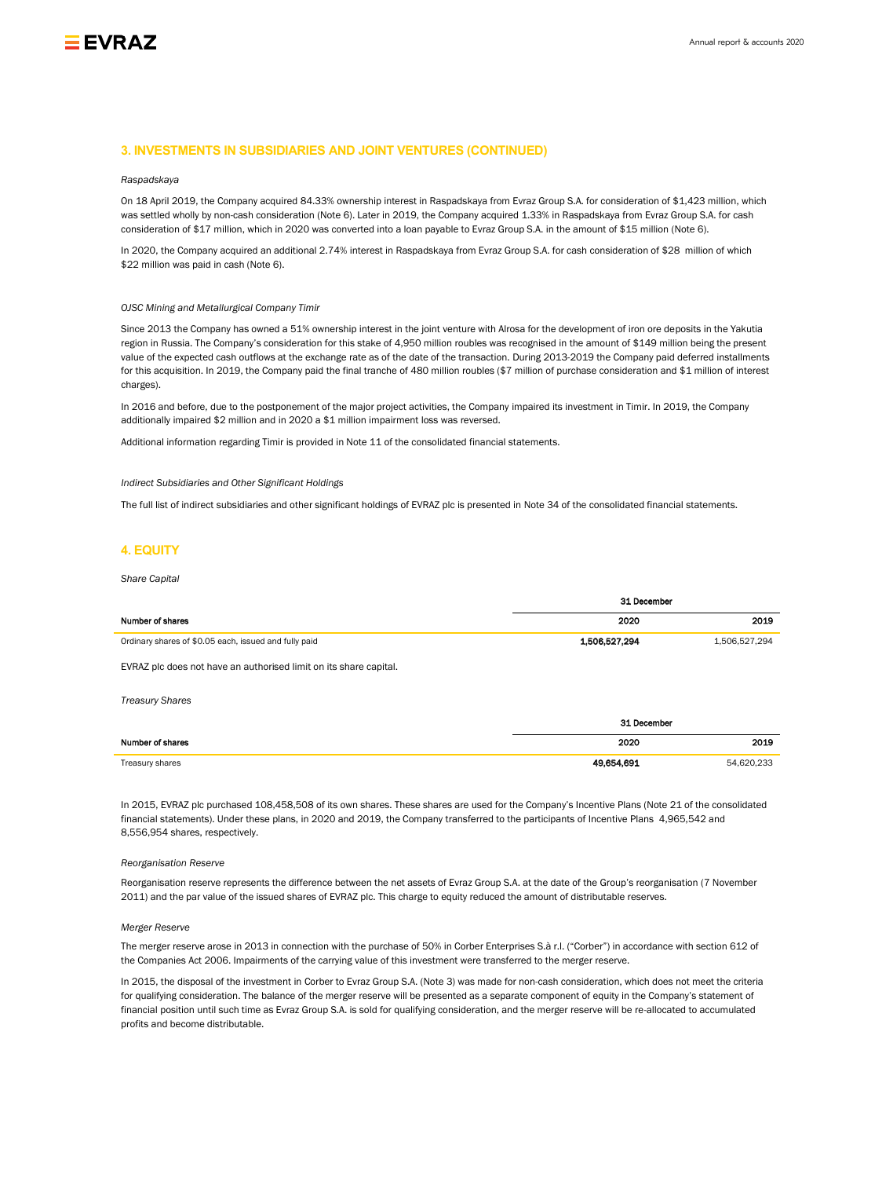## 3. INVESTMENTS IN SUBSIDIARIES AND JOINT VENTURES (CONTINUED)

*Raspadskaya*

On 18 April 2019, the Company acquired 84.33% ownership interest in Raspadskaya from Evraz Group S.A. for consideration of $1,423 million, which was settled wholly by non-cash consideration (Note 6). Later in 2019, the Company acquired 1.33% in Raspadskaya from Evraz Group S.A. for cash consideration of $17 million, which in 2020 was converted into a loan payable to Evraz Group S.A. in the amount of $15 million (Note 6).

In 2020, the Company acquired an additional 2.74% interest in Raspadskaya from Evraz Group S.A. for cash consideration of $28 million of which $22 million was paid in cash (Note 6).

*OJSC Mining and Metallurgical Company Timir*

Since 2013 the Company has owned a 51% ownership interest in the joint venture with Alrosa for the development of iron ore deposits in the Yakutia region in Russia. The Company's consideration for this stake of 4,950 million roubles was recognised in the amount of $149 million being the present value of the expected cash outflows at the exchange rate as of the date of the transaction. During 2013-2019 the Company paid deferred installments for this acquisition. In 2019, the Company paid the final tranche of 480 million roubles ($7 million of purchase consideration and $1 million of interest charges).

In 2016 and before, due to the postponement of the major project activities, the Company impaired its investment in Timir. In 2019, the Company additionally impaired $2 million and in 2020 a $1 million impairment loss was reversed.

Additional information regarding Timir is provided in Note 11 of the consolidated financial statements.

*Indirect Subsidiaries and Other Significant Holdings*

The full list of indirect subsidiaries and other significant holdings of EVRAZ plc is presented in Note 34 of the consolidated financial statements.

## 4. EQUITY

*Share Capital*

| | 31 December | |
|---|---|---|
| **Number of shares** | **2020** | **2019** |
| Ordinary shares of $0.05 each, issued and fully paid | **1,506,527,294** | 1,506,527,294 |

EVRAZ plc does not have an authorised limit on its share capital.

*Treasury Shares*

| | 31 December | |
|---|---|---|
| **Number of shares** | **2020** | **2019** |
| Treasury shares | **49,654,691** | 54,620,233 |

In 2015, EVRAZ plc purchased 108,458,508 of its own shares. These shares are used for the Company's Incentive Plans (Note 21 of the consolidated financial statements). Under these plans, in 2020 and 2019, the Company transferred to the participants of Incentive Plans 4,965,542 and 8,556,954 shares, respectively.

*Reorganisation Reserve*

Reorganisation reserve represents the difference between the net assets of Evraz Group S.A. at the date of the Group's reorganisation (7 November 2011) and the par value of the issued shares of EVRAZ plc. This charge to equity reduced the amount of distributable reserves.

*Merger Reserve*

The merger reserve arose in 2013 in connection with the purchase of 50% in Corber Enterprises S.à r.l. ("Corber") in accordance with section 612 of the Companies Act 2006. Impairments of the carrying value of this investment were transferred to the merger reserve.

In 2015, the disposal of the investment in Corber to Evraz Group S.A. (Note 3) was made for non-cash consideration, which does not meet the criteria for qualifying consideration. The balance of the merger reserve will be presented as a separate component of equity in the Company's statement of financial position until such time as Evraz Group S.A. is sold for qualifying consideration, and the merger reserve will be re-allocated to accumulated profits and become distributable.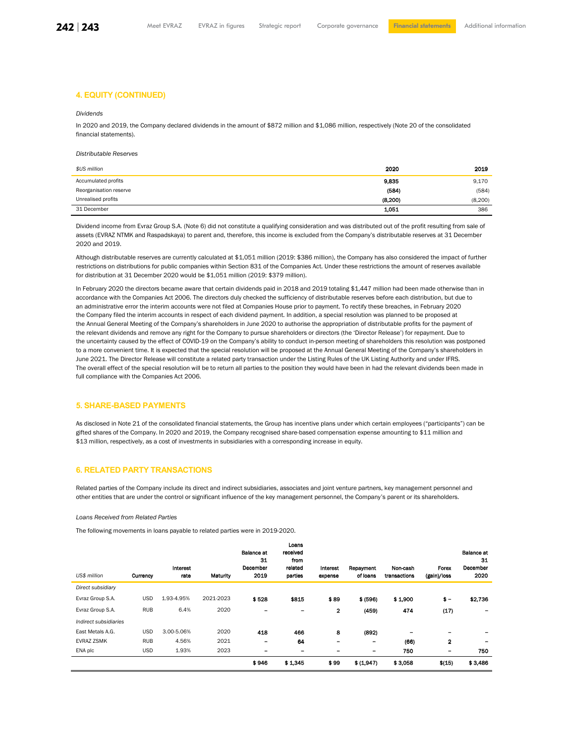## 4. EQUITY (CONTINUED)

*Dividends*

In 2020 and 2019, the Company declared dividends in the amount of $872 million and $1,086 million, respectively (Note 20 of the consolidated financial statements).

*Distributable Reserves*

| *$US million* | 2020 | 2019 |
|---|---|---|
| Accumulated profits | 9,835 | 9,170 |
| Reorganisation reserve | (584) | (584) |
| Unrealised profits | (8,200) | (8,200) |
| 31 December | 1,051 | 386 |

Dividend income from Evraz Group S.A. (Note 6) did not constitute a qualifying consideration and was distributed out of the profit resulting from sale of assets (EVRAZ NTMK and Raspadskaya) to parent and, therefore, this income is excluded from the Company's distributable reserves at 31 December 2020 and 2019.

Although distributable reserves are currently calculated at $1,051 million (2019: $386 million), the Company has also considered the impact of further restrictions on distributions for public companies within Section 831 of the Companies Act. Under these restrictions the amount of reserves available for distribution at 31 December 2020 would be $1,051 million (2019: $379 million).

In February 2020 the directors became aware that certain dividends paid in 2018 and 2019 totaling $1,447 million had been made otherwise than in accordance with the Companies Act 2006. The directors duly checked the sufficiency of distributable reserves before each distribution, but due to an administrative error the interim accounts were not filed at Companies House prior to payment. To rectify these breaches, in February 2020 the Company filed the interim accounts in respect of each dividend payment. In addition, a special resolution was planned to be proposed at the Annual General Meeting of the Company's shareholders in June 2020 to authorise the appropriation of distributable profits for the payment of the relevant dividends and remove any right for the Company to pursue shareholders or directors (the 'Director Release') for repayment. Due to the uncertainty caused by the effect of COVID-19 on the Company's ability to conduct in-person meeting of shareholders this resolution was postponed to a more convenient time. It is expected that the special resolution will be proposed at the Annual General Meeting of the Company's shareholders in June 2021. The Director Release will constitute a related party transaction under the Listing Rules of the UK Listing Authority and under IFRS. The overall effect of the special resolution will be to return all parties to the position they would have been in had the relevant dividends been made in full compliance with the Companies Act 2006.

## 5. SHARE-BASED PAYMENTS

As disclosed in Note 21 of the consolidated financial statements, the Group has incentive plans under which certain employees ("participants") can be gifted shares of the Company. In 2020 and 2019, the Company recognised share-based compensation expense amounting to $11 million and $13 million, respectively, as a cost of investments in subsidiaries with a corresponding increase in equity.

## 6. RELATED PARTY TRANSACTIONS

Related parties of the Company include its direct and indirect subsidiaries, associates and joint venture partners, key management personnel and other entities that are under the control or significant influence of the key management personnel, the Company's parent or its shareholders.

*Loans Received from Related Parties*

The following movements in loans payable to related parties were in 2019-2020.

| *US$ million* | Currency | Interest rate | Maturity | Balance at 31 December 2019 | Loans received from related parties | Interest expense | Repayment of loans | Non-cash transactions | Forex (gain)/loss | Balance at 31 December 2020 |
|---|---|---|---|---|---|---|---|---|---|---|
| *Direct subsidiary* | | | | | | | | | | |
| Evraz Group S.A. | USD | 1.93-4.95% | 2021-2023 | $ 528 | $815 | $ 89 | $ (596) | $ 1,900 | $ – | $2,736 |
| Evraz Group S.A. | RUB | 6.4% | 2020 | – | – | 2 | (459) | 474 | (17) | – |
| *Indirect subsidiaries* | | | | | | | | | | |
| East Metals A.G. | USD | 3.00-5.06% | 2020 | 418 | 466 | 8 | (892) | – | – | – |
| EVRAZ ZSMK | RUB | 4.56% | 2021 | – | 64 | – | – | (66) | 2 | – |
| ENA plc | USD | 1.93% | 2023 | – | – | – | – | 750 | – | 750 |
| | | | | $ 946 | $ 1,345 | $ 99 | $ (1,947) | $ 3,058 | $(15) | $ 3,486 |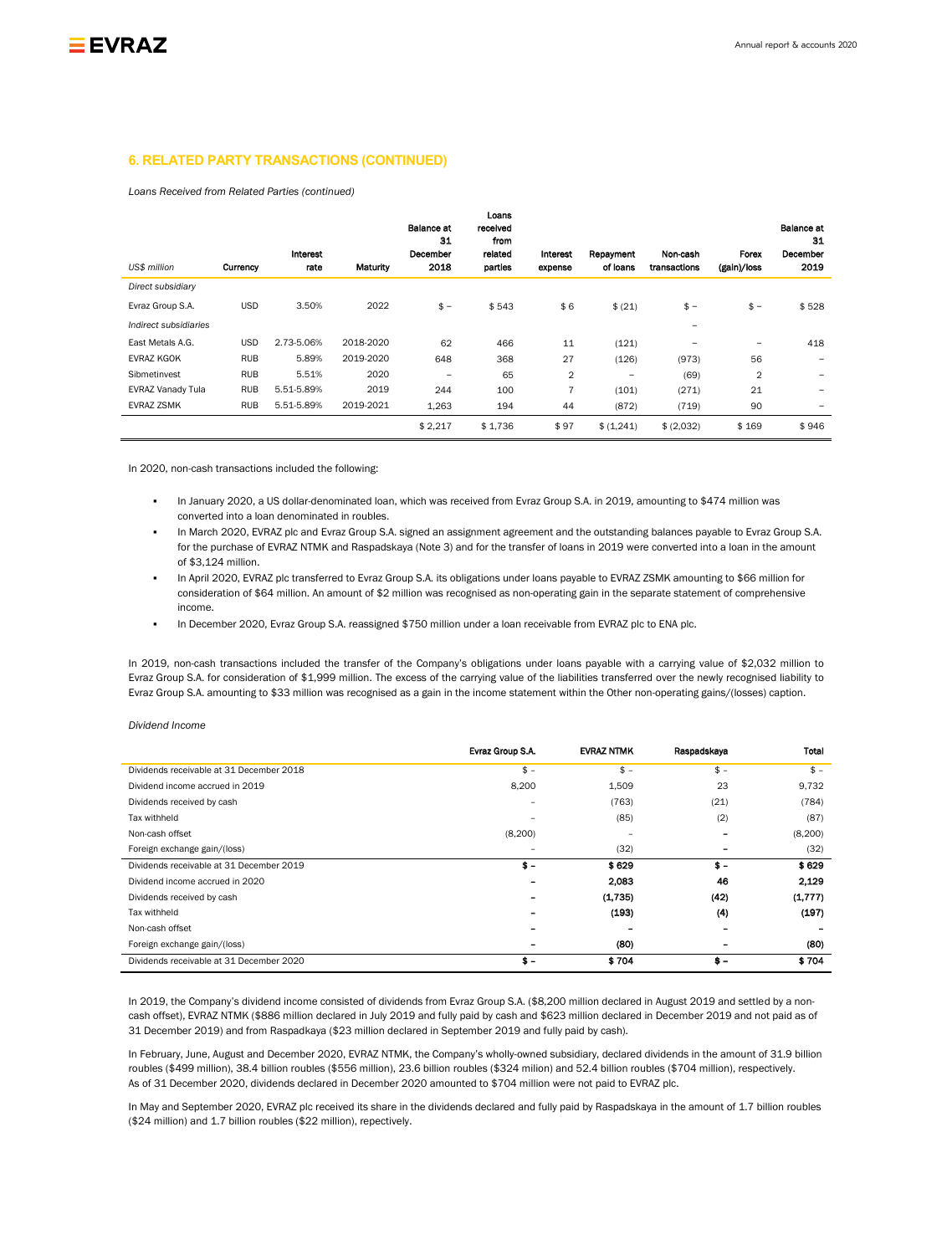## 6. RELATED PARTY TRANSACTIONS (CONTINUED)

*Loans Received from Related Parties (continued)*

| *US$ million* | Currency | Interest rate | Maturity | Balance at 31 December 2018 | Loans received from related parties | Interest expense | Repayment of loans | Non-cash transactions | Forex (gain)/loss | Balance at 31 December 2019 |
|---|---|---|---|---|---|---|---|---|---|---|
| *Direct subsidiary* | | | | | | | | | | |
| Evraz Group S.A. | USD | 3.50% | 2022 | $ – | $ 543 | $ 6 | $ (21) | $ – | $ – | $ 528 |
| *Indirect subsidiaries* | | | | | | | | – | | |
| East Metals A.G. | USD | 2.73-5.06% | 2018-2020 | 62 | 466 | 11 | (121) | – | – | 418 |
| EVRAZ KGOK | RUB | 5.89% | 2019-2020 | 648 | 368 | 27 | (126) | (973) | 56 | – |
| Sibmetinvest | RUB | 5.51% | 2020 | – | 65 | 2 | – | (69) | 2 | – |
| EVRAZ Vanady Tula | RUB | 5.51-5.89% | 2019 | 244 | 100 | 7 | (101) | (271) | 21 | – |
| EVRAZ ZSMK | RUB | 5.51-5.89% | 2019-2021 | 1,263 | 194 | 44 | (872) | (719) | 90 | – |
| | | | | $ 2,217 | $ 1,736 | $ 97 | $ (1,241) | $ (2,032) | $ 169 | $ 946 |

In 2020, non-cash transactions included the following:

- In January 2020, a US dollar-denominated loan, which was received from Evraz Group S.A. in 2019, amounting to $474 million was converted into a loan denominated in roubles.
- In March 2020, EVRAZ plc and Evraz Group S.A. signed an assignment agreement and the outstanding balances payable to Evraz Group S.A. for the purchase of EVRAZ NTMK and Raspadskaya (Note 3) and for the transfer of loans in 2019 were converted into a loan in the amount of $3,124 million.
- In April 2020, EVRAZ plc transferred to Evraz Group S.A. its obligations under loans payable to EVRAZ ZSMK amounting to $66 million for consideration of $64 million. An amount of $2 million was recognised as non-operating gain in the separate statement of comprehensive income.
- In December 2020, Evraz Group S.A. reassigned $750 million under a loan receivable from EVRAZ plc to ENA plc.

In 2019, non-cash transactions included the transfer of the Company's obligations under loans payable with a carrying value of $2,032 million to Evraz Group S.A. for consideration of $1,999 million. The excess of the carrying value of the liabilities transferred over the newly recognised liability to Evraz Group S.A. amounting to $33 million was recognised as a gain in the income statement within the Other non-operating gains/(losses) caption.

*Dividend Income*

| | Evraz Group S.A. | EVRAZ NTMK | Raspadskaya | Total |
|---|---|---|---|---|
| Dividends receivable at 31 December 2018 | $ – | $ – | $ – | $ – |
| Dividend income accrued in 2019 | 8,200 | 1,509 | 23 | 9,732 |
| Dividends received by cash | – | (763) | (21) | (784) |
| Tax withheld | – | (85) | (2) | (87) |
| Non-cash offset | (8,200) | – | – | (8,200) |
| Foreign exchange gain/(loss) | – | (32) | – | (32) |
| Dividends receivable at 31 December 2019 | **$ –** | **$ 629** | **$ –** | **$ 629** |
| Dividend income accrued in 2020 | **–** | **2,083** | **46** | **2,129** |
| Dividends received by cash | **–** | **(1,735)** | **(42)** | **(1,777)** |
| Tax withheld | **–** | **(193)** | **(4)** | **(197)** |
| Non-cash offset | **–** | **–** | **–** | **–** |
| Foreign exchange gain/(loss) | **–** | **(80)** | **–** | **(80)** |
| Dividends receivable at 31 December 2020 | **$ –** | **$ 704** | **$ –** | **$ 704** |

In 2019, the Company's dividend income consisted of dividends from Evraz Group S.A. ($8,200 million declared in August 2019 and settled by a non-cash offset), EVRAZ NTMK ($886 million declared in July 2019 and fully paid by cash and $623 million declared in December 2019 and not paid as of 31 December 2019) and from Raspadkaya ($23 million declared in September 2019 and fully paid by cash).

In February, June, August and December 2020, EVRAZ NTMK, the Company's wholly-owned subsidiary, declared dividends in the amount of 31.9 billion roubles ($499 million), 38.4 billion roubles ($556 million), 23.6 billion roubles ($324 milion) and 52.4 billion roubles ($704 million), respectively. As of 31 December 2020, dividends declared in December 2020 amounted to $704 million were not paid to EVRAZ plc.

In May and September 2020, EVRAZ plc received its share in the dividends declared and fully paid by Raspadskaya in the amount of 1.7 billion roubles ($24 million) and 1.7 billion roubles ($22 million), repectively.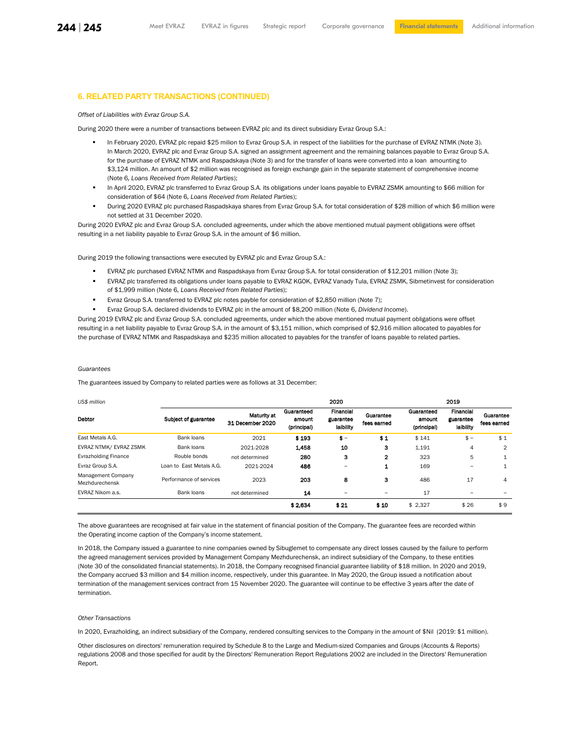## 6. RELATED PARTY TRANSACTIONS (CONTINUED)

*Offset of Liabilities with Evraz Group S.A.*

During 2020 there were a number of transactions between EVRAZ plc and its direct subsidiary Evraz Group S.A.:

- In February 2020, EVRAZ plc repaid $25 milion to Evraz Group S.A. in respect of the liabilities for the purchase of EVRAZ NTMK (Note 3). In March 2020, EVRAZ plc and Evraz Group S.A. signed an assignment agreement and the remaining balances payable to Evraz Group S.A. for the purchase of EVRAZ NTMK and Raspadskaya (Note 3) and for the transfer of loans were converted into a loan amounting to $3,124 million. An amount of $2 million was recognised as foreign exchange gain in the separate statement of comprehensive income (Note 6, *Loans Received from Related Parties*);
- In April 2020, EVRAZ plc transferred to Evraz Group S.A. its obligations under loans payable to EVRAZ ZSMK amounting to $66 million for consideration of $64 (Note 6, *Loans Received from Related Parties*);
- During 2020 EVRAZ plc purchased Raspadskaya shares from Evraz Group S.A. for total consideration of $28 million of which $6 million were not settled at 31 December 2020.

During 2020 EVRAZ plc and Evraz Group S.A. concluded agreements, under which the above mentioned mutual payment obligations were offset resulting in a net liability payable to Evraz Group S.A. in the amount of $6 million.

During 2019 the following transactions were executed by EVRAZ plc and Evraz Group S.A.:

- EVRAZ plc purchased EVRAZ NTMK and Raspadskaya from Evraz Group S.A. for total consideration of $12,201 million (Note 3);
- EVRAZ plc transferred its obligations under loans payable to EVRAZ KGOK, EVRAZ Vanady Tula, EVRAZ ZSMK, Sibmetinvest for consideration of $1,999 million (Note 6, *Loans Received from Related Parties*);
- Evraz Group S.A. transferred to EVRAZ plc notes payble for consideration of $2,850 million (Note 7);
- Evraz Group S.A. declared dividends to EVRAZ plc in the amount of $8,200 million (Note 6, *Dividend Income*).

During 2019 EVRAZ plc and Evraz Group S.A. concluded agreements, under which the above mentioned mutual payment obligations were offset resulting in a net liability payable to Evraz Group S.A. in the amount of $3,151 million, which comprised of $2,916 million allocated to payables for the purchase of EVRAZ NTMK and Raspadskaya and $235 million allocated to payables for the transfer of loans payable to related parties.

*Guarantees*

The guarantees issued by Company to related parties were as follows at 31 December:

| *US$ million* | | | 2020 | | | 2019 | | |
|---|---|---|---|---|---|---|---|---|
| **Debtor** | **Subject of guarantee** | **Maturity at 31 December 2020** | **Guaranteed amount (principal)** | **Financial guarantee laibility** | **Guarantee fees earned** | **Guaranteed amount (principal)** | **Financial guarantee laibility** | **Guarantee fees earned** |
| East Metals A.G. | Bank loans | 2021 | **$ 193** | **$ –** | **$ 1** | $ 141 | $ – | $ 1 |
| EVRAZ NTMK/ EVRAZ ZSMK | Bank loans | 2021-2028 | **1,458** | **10** | **3** | 1,191 | 4 | 2 |
| Evrazholding Finance | Rouble bonds | not determined | **280** | **3** | **2** | 323 | 5 | 1 |
| Evraz Group S.A. | Loan to East Metals A.G. | 2021-2024 | **486** | **–** | **1** | 169 | – | 1 |
| Management Company Mezhdurechensk | Performance of services | 2023 | **203** | **8** | **3** | 486 | 17 | 4 |
| EVRAZ Nikom a.s. | Bank loans | not determined | **14** | **–** | **–** | 17 | – | – |
| | | | **$ 2,634** | **$ 21** | **$ 10** | $ 2,327 | $ 26 | $ 9 |

The above guarantees are recognised at fair value in the statement of financial position of the Company. The guarantee fees are recorded within the Operating income caption of the Company's income statement.

In 2018, the Company issued a guarantee to nine companies owned by Sibuglemet to compensate any direct losses caused by the failure to perform the agreed management services provided by Management Company Mezhdurechensk, an indirect subsidiary of the Company, to these entities (Note 30 of the consolidated financial statements). In 2018, the Company recognised financial guarantee liability of $18 million. In 2020 and 2019, the Company accrued $3 million and $4 million income, respectively, under this guarantee. In May 2020, the Group issued a notification about termination of the management services contract from 15 November 2020. The guarantee will continue to be effective 3 years after the date of termination.

*Other Transactions*

In 2020, Evrazholding, an indirect subsidiary of the Company, rendered consulting services to the Company in the amount of $Nil (2019: $1 million).

Other disclosures on directors' remuneration required by Schedule 8 to the Large and Medium-sized Companies and Groups (Accounts & Reports) regulations 2008 and those specified for audit by the Directors' Remuneration Report Regulations 2002 are included in the Directors' Remuneration Report.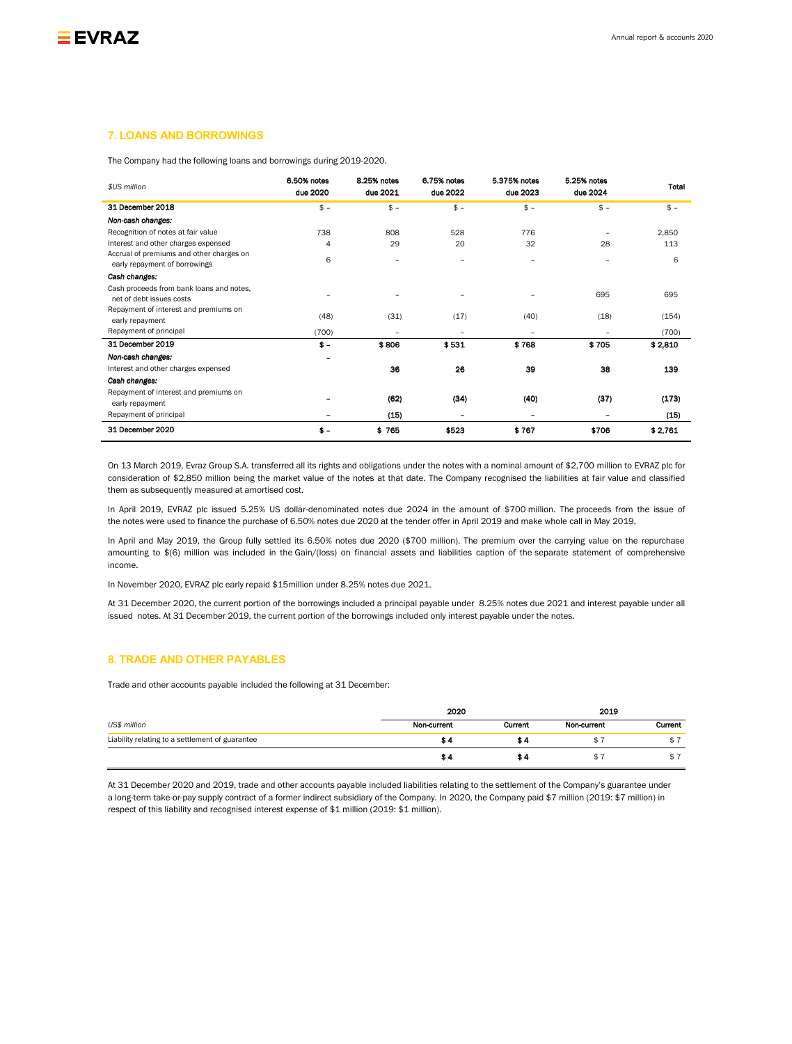## 7. LOANS AND BORROWINGS

The Company had the following loans and borrowings during 2019-2020.

| *$US million* | 6.50% notes due 2020 | 8.25% notes due 2021 | 6.75% notes due 2022 | 5.375% notes due 2023 | 5.25% notes due 2024 | Total |
|---|---|---|---|---|---|---|
| **31 December 2018** | $ – | $ – | $ – | $ – | $ – | $ – |
| ***Non-cash changes:*** | | | | | | |
| Recognition of notes at fair value | 738 | 808 | 528 | 776 | – | 2,850 |
| Interest and other charges expensed | 4 | 29 | 20 | 32 | 28 | 113 |
| Accrual of premiums and other charges on early repayment of borrowings | 6 | – | – | – | – | 6 |
| ***Cash changes:*** | | | | | | |
| Cash proceeds from bank loans and notes, net of debt issues costs | – | – | – | – | 695 | 695 |
| Repayment of interest and premiums on early repayment | (48) | (31) | (17) | (40) | (18) | (154) |
| Repayment of principal | (700) | – | – | – | – | (700) |
| **31 December 2019** | **$ –** | **$ 806** | **$ 531** | **$ 768** | **$ 705** | **$ 2,810** |
| ***Non-cash changes:*** | **–** | | | | | |
| Interest and other charges expensed | | **36** | **26** | **39** | **38** | **139** |
| ***Cash changes:*** | | | | | | |
| Repayment of interest and premiums on early repayment | **–** | **(62)** | **(34)** | **(40)** | **(37)** | **(173)** |
| Repayment of principal | **–** | **(15)** | **–** | **–** | **–** | **(15)** |
| **31 December 2020** | **$ –** | **$ 765** | **$523** | **$ 767** | **$706** | **$ 2,761** |

On 13 March 2019, Evraz Group S.A. transferred all its rights and obligations under the notes with a nominal amount of $2,700 million to EVRAZ plc for consideration of $2,850 million being the market value of the notes at that date. The Company recognised the liabilities at fair value and classified them as subsequently measured at amortised cost.

In April 2019, EVRAZ plc issued 5.25% US dollar-denominated notes due 2024 in the amount of $700 million. The proceeds from the issue of the notes were used to finance the purchase of 6.50% notes due 2020 at the tender offer in April 2019 and make whole call in May 2019.

In April and May 2019, the Group fully settled its 6.50% notes due 2020 ($700 million). The premium over the carrying value on the repurchase amounting to $(6) million was included in the Gain/(loss) on financial assets and liabilities caption of the separate statement of comprehensive income.

In November 2020, EVRAZ plc early repaid $15million under 8.25% notes due 2021.

At 31 December 2020, the current portion of the borrowings included a principal payable under 8.25% notes due 2021 and interest payable under all issued notes. At 31 December 2019, the current portion of the borrowings included only interest payable under the notes.

## 8. TRADE AND OTHER PAYABLES

Trade and other accounts payable included the following at 31 December:

| | 2020 | | 2019 | |
|---|---|---|---|---|
| *US$ million* | Non-current | Current | Non-current | Current |
| Liability relating to a settlement of guarantee | **$ 4** | **$ 4** | $ 7 | $ 7 |
| | **$ 4** | **$ 4** | $ 7 | $ 7 |

At 31 December 2020 and 2019, trade and other accounts payable included liabilities relating to the settlement of the Company's guarantee under a long-term take-or-pay supply contract of a former indirect subsidiary of the Company. In 2020, the Company paid $7 million (2019: $7 million) in respect of this liability and recognised interest expense of $1 million (2019: $1 million).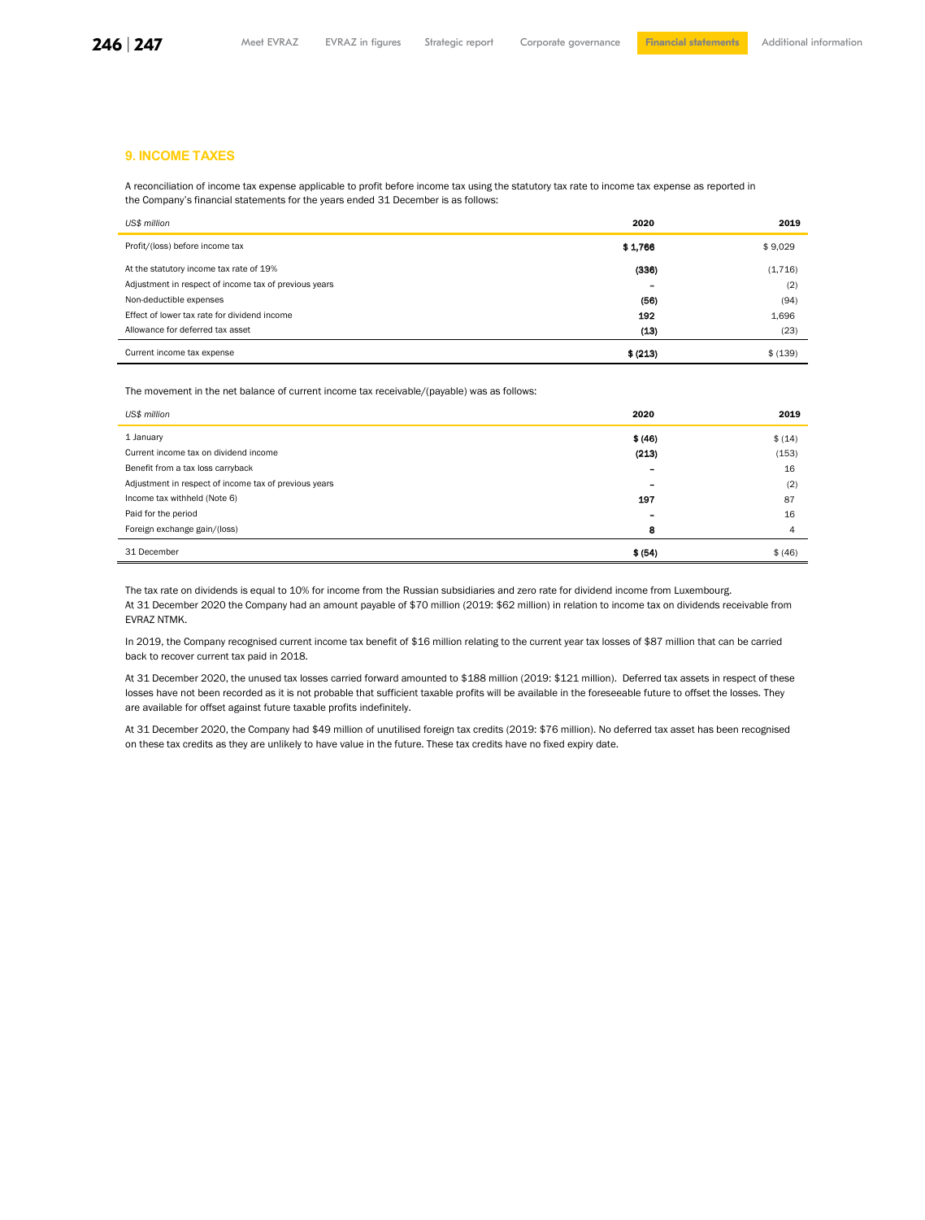## 9. INCOME TAXES

A reconciliation of income tax expense applicable to profit before income tax using the statutory tax rate to income tax expense as reported in the Company's financial statements for the years ended 31 December is as follows:

| *US$ million* | 2020 | 2019 |
|---|---|---|
| Profit/(loss) before income tax | **$ 1,766** | $ 9,029 |
| At the statutory income tax rate of 19% | **(336)** | (1,716) |
| Adjustment in respect of income tax of previous years | **–** | (2) |
| Non-deductible expenses | **(56)** | (94) |
| Effect of lower tax rate for dividend income | **192** | 1,696 |
| Allowance for deferred tax asset | **(13)** | (23) |
| Current income tax expense | **$ (213)** | $ (139) |

The movement in the net balance of current income tax receivable/(payable) was as follows:

| *US$ million* | 2020 | 2019 |
|---|---|---|
| 1 January | **$ (46)** | $ (14) |
| Current income tax on dividend income | **(213)** | (153) |
| Benefit from a tax loss carryback | **–** | 16 |
| Adjustment in respect of income tax of previous years | **–** | (2) |
| Income tax withheld (Note 6) | **197** | 87 |
| Paid for the period | **–** | 16 |
| Foreign exchange gain/(loss) | **8** | 4 |
| 31 December | **$ (54)** | $ (46) |

The tax rate on dividends is equal to 10% for income from the Russian subsidiaries and zero rate for dividend income from Luxembourg.
At 31 December 2020 the Company had an amount payable of $70 million (2019: $62 million) in relation to income tax on dividends receivable from EVRAZ NTMK.

In 2019, the Company recognised current income tax benefit of $16 million relating to the current year tax losses of $87 million that can be carried back to recover current tax paid in 2018.

At 31 December 2020, the unused tax losses carried forward amounted to $188 million (2019: $121 million). Deferred tax assets in respect of these losses have not been recorded as it is not probable that sufficient taxable profits will be available in the foreseeable future to offset the losses. They are available for offset against future taxable profits indefinitely.

At 31 December 2020, the Company had $49 million of unutilised foreign tax credits (2019: $76 million). No deferred tax asset has been recognised on these tax credits as they are unlikely to have value in the future. These tax credits have no fixed expiry date.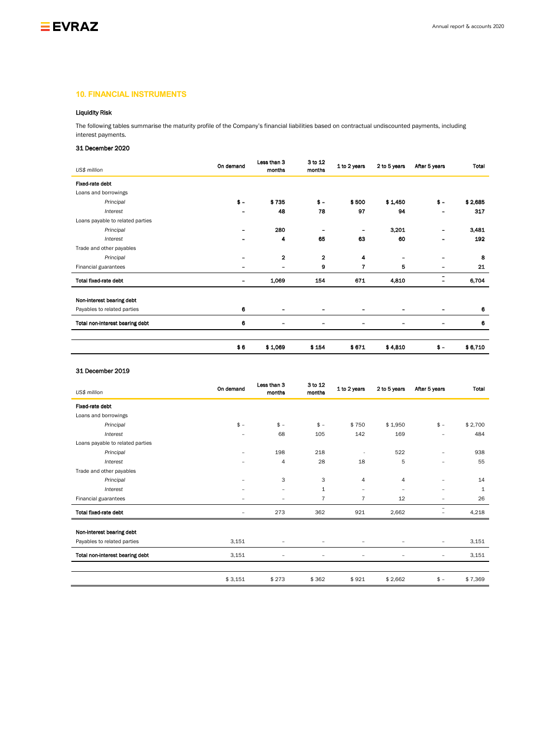## 10. FINANCIAL INSTRUMENTS

### Liquidity Risk

The following tables summarise the maturity profile of the Company's financial liabilities based on contractual undiscounted payments, including interest payments.

#### 31 December 2020

| *US$ million* | On demand | Less than 3 months | 3 to 12 months | 1 to 2 years | 2 to 5 years | After 5 years | Total |
|---|---|---|---|---|---|---|---|
| **Fixed-rate debt** | | | | | | | |
| Loans and borrowings | | | | | | | |
| *Principal* | **$ –** | **$ 735** | **$ –** | **$ 500** | **$ 1,450** | **$ –** | **$ 2,685** |
| *Interest* | **–** | **48** | **78** | **97** | **94** | **–** | **317** |
| Loans payable to related parties | | | | | | | |
| *Principal* | **–** | **280** | **–** | **–** | **3,201** | **–** | **3,481** |
| *Interest* | **–** | **4** | **65** | **63** | **60** | **–** | **192** |
| Trade and other payables | | | | | | | |
| *Principal* | **–** | **2** | **2** | **4** | **–** | **–** | **8** |
| Financial guarantees | **–** | **–** | **9** | **7** | **5** | **–** | **21** |
| **Total fixed-rate debt** | **–** | **1,069** | **154** | **671** | **4,810** | **–** | **6,704** |
| **Non-interest bearing debt** | | | | | | | |
| Payables to related parties | **6** | **–** | **–** | **–** | **–** | **–** | **6** |
| **Total non-interest bearing debt** | **6** | **–** | **–** | **–** | **–** | **–** | **6** |
| | **$ 6** | **$ 1,069** | **$ 154** | **$ 671** | **$ 4,810** | **$ –** | **$ 6,710** |

#### 31 December 2019

| *US$ million* | On demand | Less than 3 months | 3 to 12 months | 1 to 2 years | 2 to 5 years | After 5 years | Total |
|---|---|---|---|---|---|---|---|
| **Fixed-rate debt** | | | | | | | |
| Loans and borrowings | | | | | | | |
| *Principal* | $ – | $ – | $ – | $ 750 | $ 1,950 | $ – | $ 2,700 |
| *Interest* | – | 68 | 105 | 142 | 169 | – | 484 |
| Loans payable to related parties | | | | | | | |
| *Principal* | – | 198 | 218 | - | 522 | – | 938 |
| *Interest* | – | 4 | 28 | 18 | 5 | – | 55 |
| Trade and other payables | | | | | | | |
| *Principal* | – | 3 | 3 | 4 | 4 | – | 14 |
| *Interest* | – | – | 1 | – | – | – | 1 |
| Financial guarantees | – | – | 7 | 7 | 12 | – | 26 |
| **Total fixed-rate debt** | – | 273 | 362 | 921 | 2,662 | – | 4,218 |
| **Non-interest bearing debt** | | | | | | | |
| Payables to related parties | 3,151 | – | – | – | – | – | 3,151 |
| **Total non-interest bearing debt** | 3,151 | – | – | – | – | – | 3,151 |
| | $ 3,151 | $ 273 | $ 362 | $ 921 | $ 2,662 | $ – | $ 7,369 |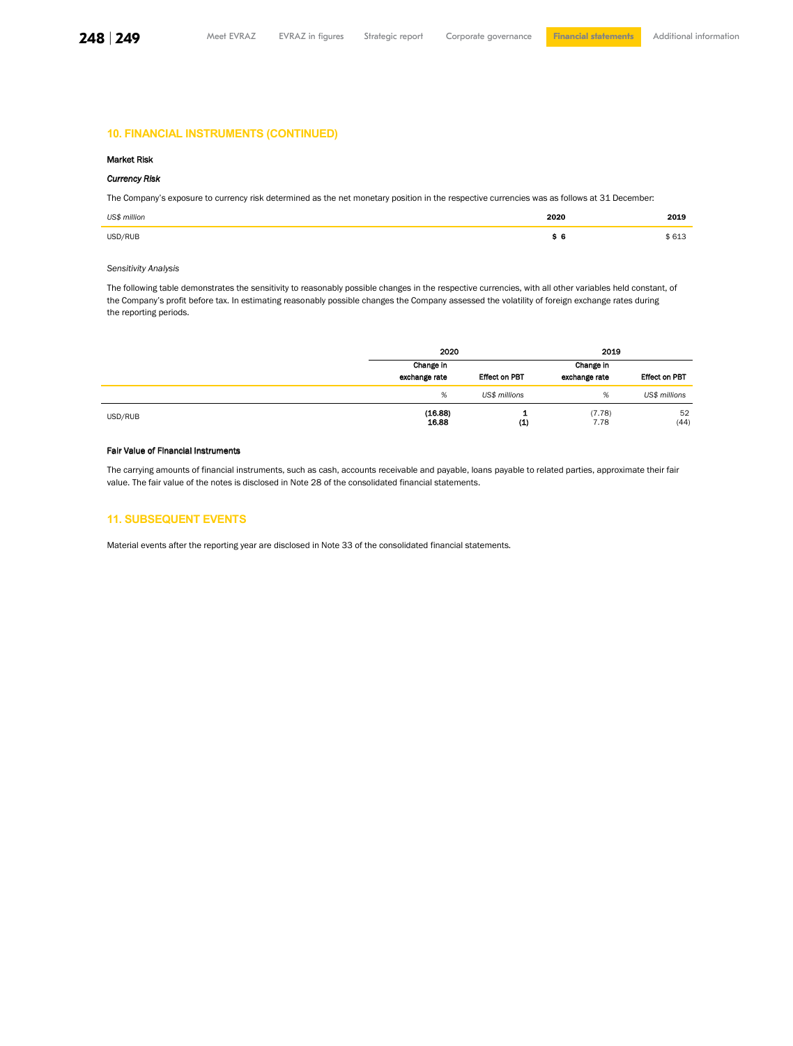## 10. FINANCIAL INSTRUMENTS (CONTINUED)

**Market Risk**

***Currency Risk***

The Company's exposure to currency risk determined as the net monetary position in the respective currencies was as follows at 31 December:

| *US$ million* | **2020** | 2019 |
|---|---|---|
| USD/RUB | **$ 6** | $ 613 |

*Sensitivity Analysis*

The following table demonstrates the sensitivity to reasonably possible changes in the respective currencies, with all other variables held constant, of the Company's profit before tax. In estimating reasonably possible changes the Company assessed the volatility of foreign exchange rates during the reporting periods.

| | **2020** | | 2019 | |
|---|---|---|---|---|
| | **Change in exchange rate** | **Effect on PBT** | **Change in exchange rate** | **Effect on PBT** |
| | *%* | *US$ millions* | *%* | *US$ millions* |
| USD/RUB | **(16.88)**<br>**16.88** | **1**<br>**(1)** | (7.78)<br>7.78 | 52<br>(44) |

**Fair Value of Financial Instruments**

The carrying amounts of financial instruments, such as cash, accounts receivable and payable, loans payable to related parties, approximate their fair value. The fair value of the notes is disclosed in Note 28 of the consolidated financial statements.

## 11. SUBSEQUENT EVENTS

Material events after the reporting year are disclosed in Note 33 of the consolidated financial statements.